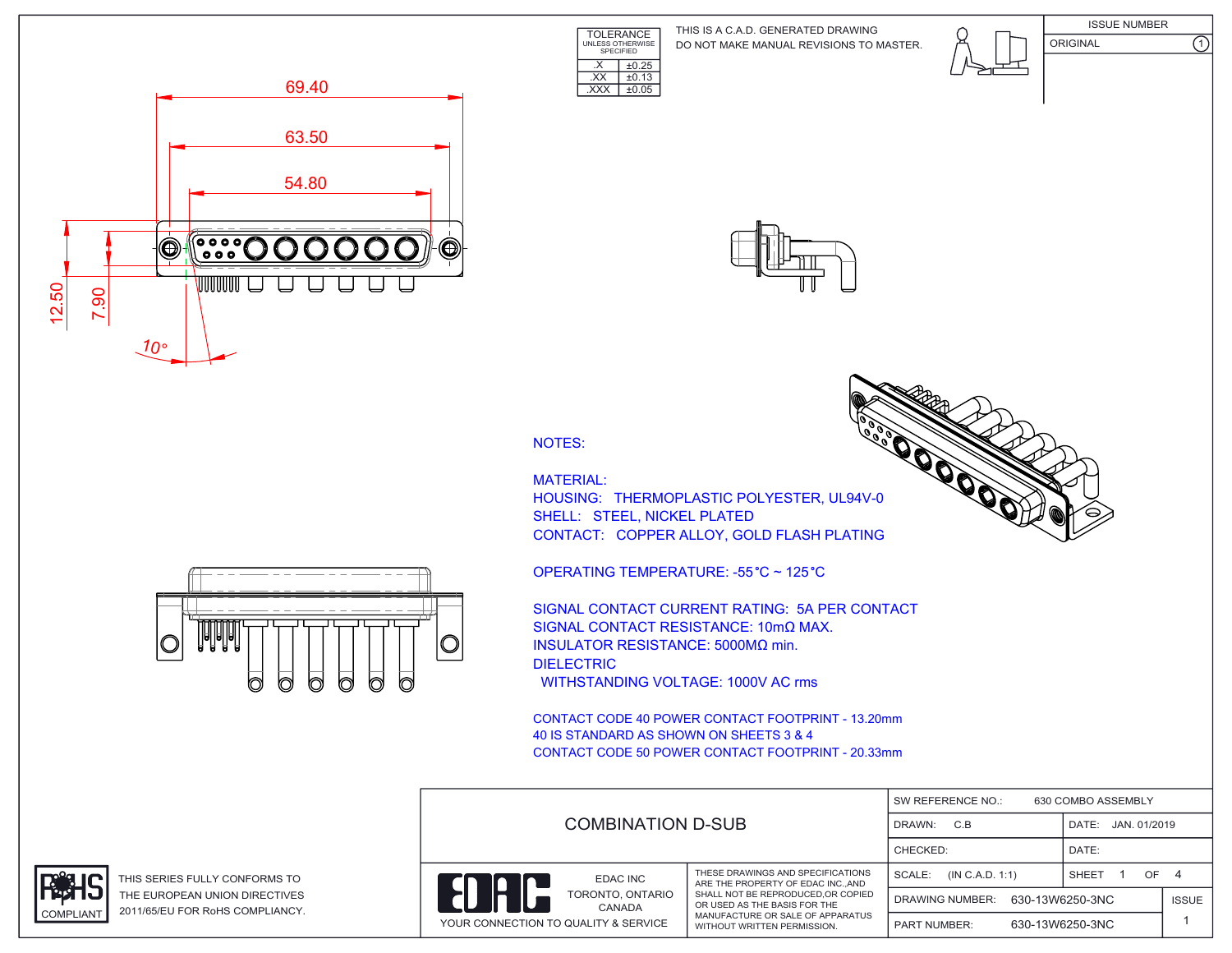| TOLERANCE UNLESS OTHERWISE SPECIFIED | |
|---|---|
| .X | ±0.25 |
| .XX | ±0.13 |
| .XXX | ±0.05 |

THIS IS A C.A.D. GENERATED DRAWING
DO NOT MAKE MANUAL REVISIONS TO MASTER.

| ISSUE NUMBER | |
|---|---|
| ORIGINAL | 1 |

69.40
63.50
54.80
12.50
7.90
10°

NOTES:

MATERIAL:
HOUSING: THERMOPLASTIC POLYESTER, UL94V-0
SHELL: STEEL, NICKEL PLATED
CONTACT: COPPER ALLOY, GOLD FLASH PLATING

OPERATING TEMPERATURE: -55°C ~ 125°C

SIGNAL CONTACT CURRENT RATING: 5A PER CONTACT
SIGNAL CONTACT RESISTANCE: 10mΩ MAX.
INSULATOR RESISTANCE: 5000MΩ min.
DIELECTRIC
WITHSTANDING VOLTAGE: 1000V AC rms

CONTACT CODE 40 POWER CONTACT FOOTPRINT - 13.20mm
40 IS STANDARD AS SHOWN ON SHEETS 3 & 4
CONTACT CODE 50 POWER CONTACT FOOTPRINT - 20.33mm

RoHS COMPLIANT

THIS SERIES FULLY CONFORMS TO THE EUROPEAN UNION DIRECTIVES 2011/65/EU FOR RoHS COMPLIANCY.

COMBINATION D-SUB

EDAC INC
TORONTO, ONTARIO
CANADA
YOUR CONNECTION TO QUALITY & SERVICE

THESE DRAWINGS AND SPECIFICATIONS ARE THE PROPERTY OF EDAC INC.,AND SHALL NOT BE REPRODUCED,OR COPIED OR USED AS THE BASIS FOR THE MANUFACTURE OR SALE OF APPARATUS WITHOUT WRITTEN PERMISSION.

| SW REFERENCE NO.: 630 COMBO ASSEMBLY | | |
|---|---|---|
| DRAWN: C.B | DATE: JAN. 01/2019 | |
| CHECKED: | DATE: | |
| SCALE: (IN C.A.D. 1:1) | SHEET 1 OF 4 | |
| DRAWING NUMBER: 630-13W6250-3NC | | ISSUE |
| PART NUMBER: 630-13W6250-3NC | | 1 |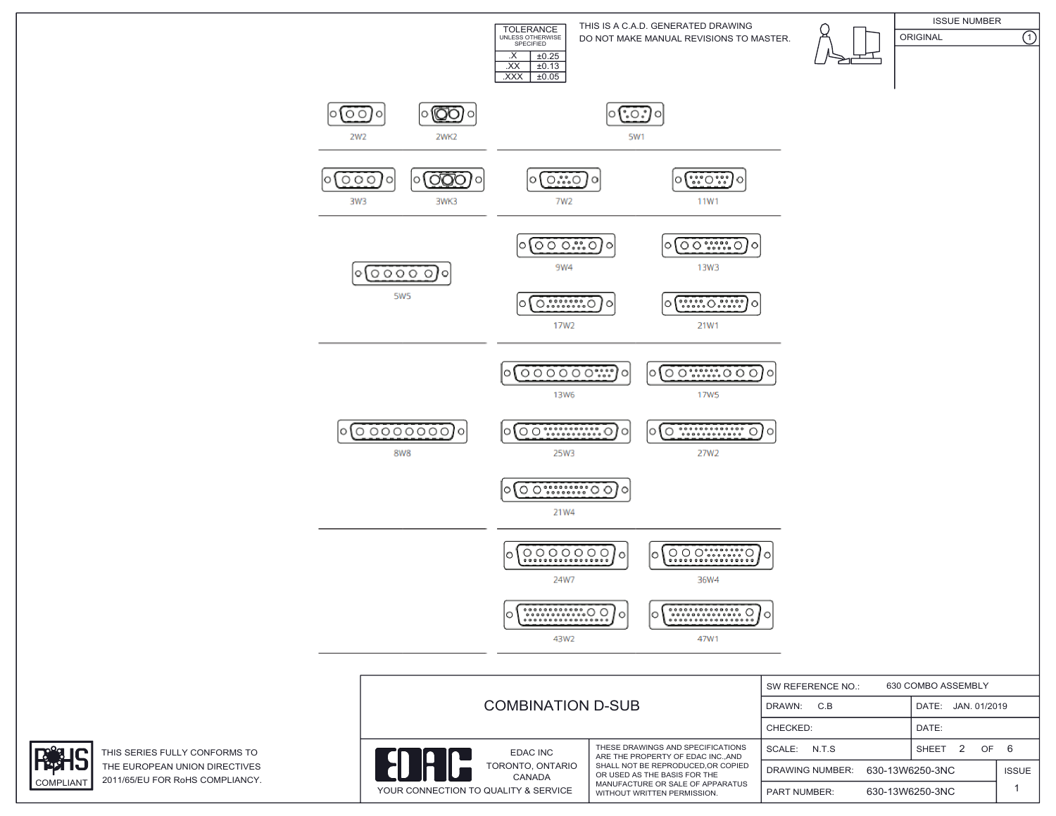| TOLERANCE UNLESS OTHERWISE SPECIFIED | |
|---|---|
| .X | ±0.25 |
| .XX | ±0.13 |
| .XXX | ±0.05 |

THIS IS A C.A.D. GENERATED DRAWING
DO NOT MAKE MANUAL REVISIONS TO MASTER.

| ISSUE NUMBER | |
|---|---|
| ORIGINAL | 1 |

2W2 2WK2 5W1

3W3 3WK3 7W2 11W1

5W5 9W4 13W3 17W2 21W1

8W8 13W6 17W5 25W3 27W2 21W4

24W7 36W4 43W2 47W1

# COMBINATION D-SUB

EDAC INC
TORONTO, ONTARIO
CANADA
YOUR CONNECTION TO QUALITY & SERVICE

THESE DRAWINGS AND SPECIFICATIONS ARE THE PROPERTY OF EDAC INC.,AND SHALL NOT BE REPRODUCED,OR COPIED OR USED AS THE BASIS FOR THE MANUFACTURE OR SALE OF APPARATUS WITHOUT WRITTEN PERMISSION.

| SW REFERENCE NO.: 630 COMBO ASSEMBLY | |
|---|---|
| DRAWN: C.B | DATE: JAN. 01/2019 |
| CHECKED: | DATE: |
| SCALE: N.T.S | SHEET 2 OF 6 |
| DRAWING NUMBER: 630-13W6250-3NC | ISSUE |
| PART NUMBER: 630-13W6250-3NC | 1 |

RoHS COMPLIANT

THIS SERIES FULLY CONFORMS TO THE EUROPEAN UNION DIRECTIVES 2011/65/EU FOR RoHS COMPLIANCY.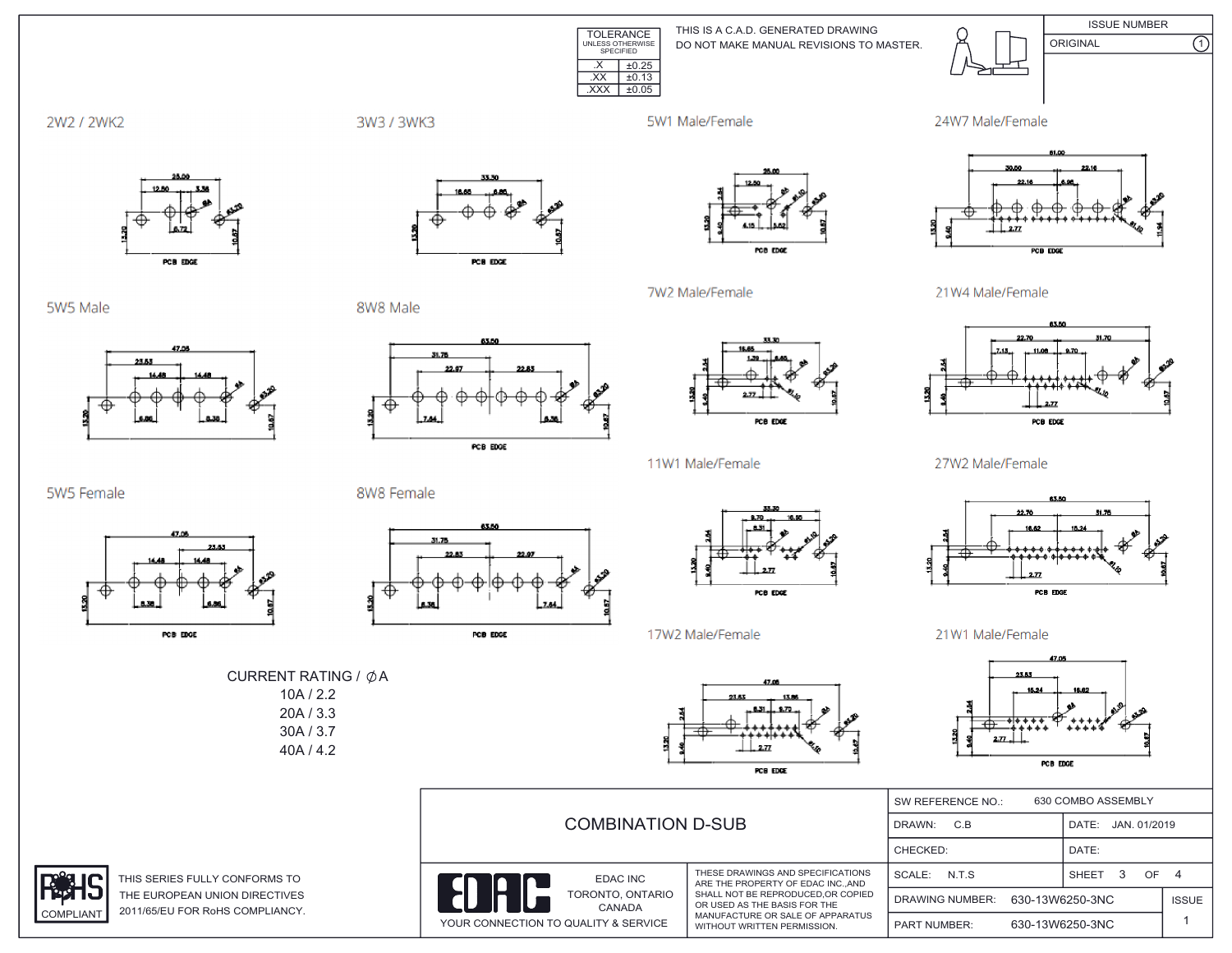| TOLERANCE UNLESS OTHERWISE SPECIFIED | |
|---|---|
| .X | ±0.25 |
| .XX | ±0.13 |
| .XXX | ±0.05 |

THIS IS A C.A.D. GENERATED DRAWING
DO NOT MAKE MANUAL REVISIONS TO MASTER.

| ISSUE NUMBER | |
|---|---|
| ORIGINAL | 1 |

## 2W2 / 2WK2

25.00, 12.50, 3.38, 6.72, ØA, Ø3.20, 13.20, 10.67, PCB EDGE

## 3W3 / 3WK3

33.30, 16.65, 6.85, ØA, Ø3.20, 13.20, 10.67, PCB EDGE

## 5W1 Male/Female

25.00, 12.50, ØA, Ø1.10, Ø3.20, 2.84, 13.20, 9.40, 4.15, 5.52, 10.67, PCB EDGE

## 24W7 Male/Female

61.00, 30.50, 22.16, 22.16, 6.98, ØA, Ø3.20, Ø1.10, 2.77, 13.20, 9.40, 11.94, PCB EDGE

## 5W5 Male

47.05, 23.53, 14.48, 14.48, ØA, Ø3.20, 6.86, 8.38, 13.20, 10.67

## 8W8 Male

63.50, 31.75, 22.87, 22.83, ØA, Ø3.20, 7.64, 8.38, 13.20, 10.67, PCB EDGE

## 7W2 Male/Female

33.30, 16.65, 1.39, 6.65, ØA, Ø3.20, Ø1.10, 2.77, 2.84, 13.20, 9.40, 10.67, PCB EDGE

## 21W4 Male/Female

63.50, 22.70, 31.70, 7.13, 11.08, 9.70, ØA, Ø3.20, Ø1.10, 2.77, 2.84, 13.20, 9.40, 10.67, PCB EDGE

## 5W5 Female

47.05, 23.53, 14.48, 14.48, ØA, Ø3.20, 8.38, 6.86, 13.20, 10.67, PCB EDGE

## 8W8 Female

63.50, 31.75, 22.83, 22.87, ØA, Ø3.20, 8.38, 7.64, 13.20, 10.67, PCB EDGE

## 11W1 Male/Female

33.30, 9.70, 16.50, 8.31, ØA, Ø1.10, Ø3.20, 2.77, 2.84, 13.20, 9.40, 10.67, PCB EDGE

## 27W2 Male/Female

63.50, 22.70, 31.75, 16.62, 15.24, ØA, Ø3.20, Ø1.10, 2.77, 2.84, 13.20, 9.40, 10.67, PCB EDGE

## 17W2 Male/Female

47.05, 21.53, 13.86, 8.31, 9.70, ØA, Ø3.20, Ø1.10, 2.77, 2.84, 13.20, 9.40, 10.67, PCB EDGE

## 21W1 Male/Female

47.05, 23.53, 15.24, 16.62, ØA, Ø1.10, Ø3.20, 2.77, 2.84, 13.20, 9.40, 10.67, PCB EDGE

CURRENT RATING / ∅A
10A / 2.2
20A / 3.3
30A / 3.7
40A / 4.2

RoHS COMPLIANT

THIS SERIES FULLY CONFORMS TO THE EUROPEAN UNION DIRECTIVES 2011/65/EU FOR RoHS COMPLIANCY.

# COMBINATION D-SUB

EDAC INC
TORONTO, ONTARIO
CANADA
YOUR CONNECTION TO QUALITY & SERVICE

THESE DRAWINGS AND SPECIFICATIONS ARE THE PROPERTY OF EDAC INC.,AND SHALL NOT BE REPRODUCED,OR COPIED OR USED AS THE BASIS FOR THE MANUFACTURE OR SALE OF APPARATUS WITHOUT WRITTEN PERMISSION.

| | | | |
|---|---|---|---|
| SW REFERENCE NO.: | 630 COMBO ASSEMBLY | | |
| DRAWN: C.B | | DATE: JAN. 01/2019 | |
| CHECKED: | | DATE: | |
| SCALE: N.T.S | | SHEET 3 OF 4 | |
| DRAWING NUMBER: | 630-13W6250-3NC | | ISSUE |
| PART NUMBER: | 630-13W6250-3NC | | 1 |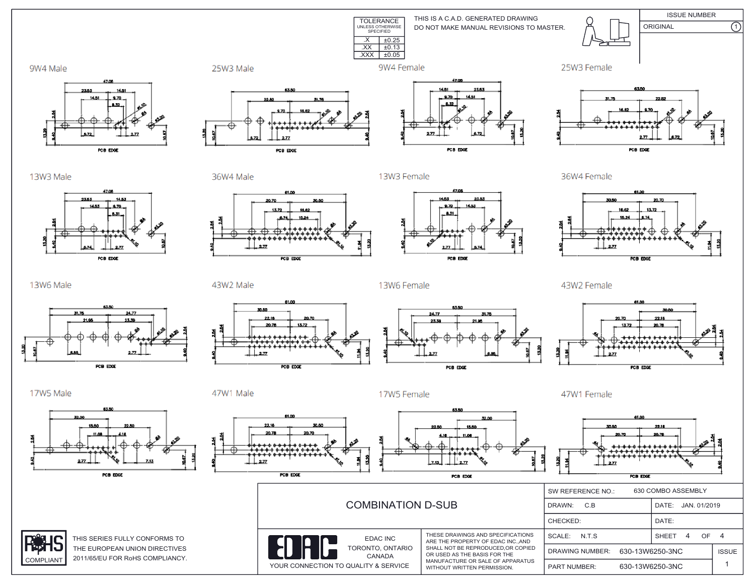| TOLERANCE UNLESS OTHERWISE SPECIFIED | |
|---|---|
| .X | ±0.25 |
| .XX | ±0.13 |
| .XXX | ±0.05 |

THIS IS A C.A.D. GENERATED DRAWING
DO NOT MAKE MANUAL REVISIONS TO MASTER.

| ISSUE NUMBER | |
|---|---|
| ORIGINAL | 1 |

9W4 Male

25W3 Male

9W4 Female

25W3 Female

13W3 Male

36W4 Male

13W3 Female

36W4 Female

13W6 Male

43W2 Male

13W6 Female

43W2 Female

17W5 Male

47W1 Male

17W5 Female

47W1 Female

PCB EDGE

COMBINATION D-SUB

| | | | |
|---|---|---|---|
| SW REFERENCE NO.: | 630 COMBO ASSEMBLY | | |
| DRAWN: C.B | | DATE: JAN. 01/2019 | |
| CHECKED: | | DATE: | |
| SCALE: N.T.S | | SHEET 4 OF 4 | |
| DRAWING NUMBER: | 630-13W6250-3NC | | ISSUE |
| PART NUMBER: | 630-13W6250-3NC | | 1 |

EDAC INC
TORONTO, ONTARIO
CANADA
YOUR CONNECTION TO QUALITY & SERVICE

THESE DRAWINGS AND SPECIFICATIONS ARE THE PROPERTY OF EDAC INC.,AND SHALL NOT BE REPRODUCED,OR COPIED OR USED AS THE BASIS FOR THE MANUFACTURE OR SALE OF APPARATUS WITHOUT WRITTEN PERMISSION.

RoHS COMPLIANT

THIS SERIES FULLY CONFORMS TO THE EUROPEAN UNION DIRECTIVES 2011/65/EU FOR RoHS COMPLIANCY.